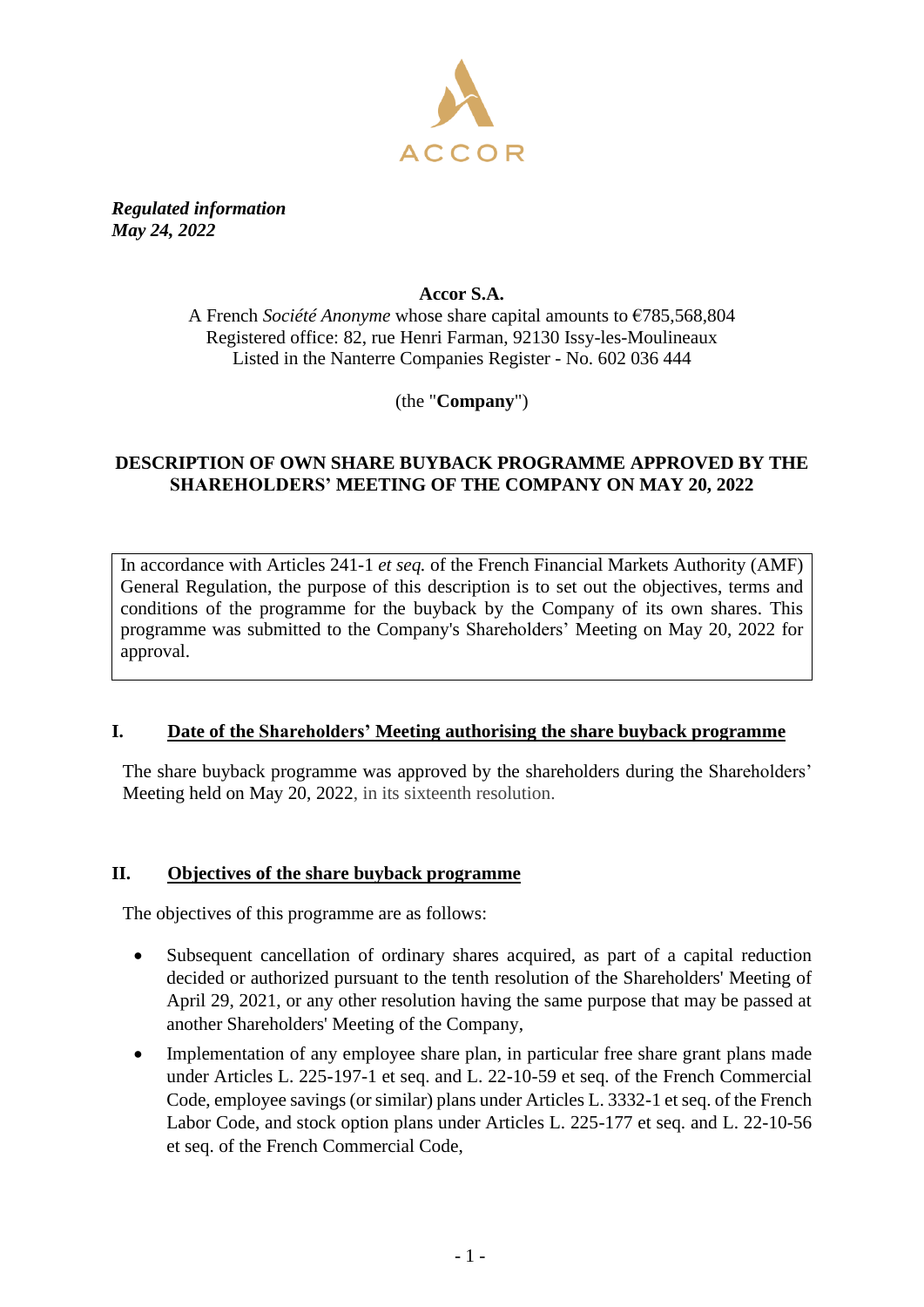ACCOR

***Regulated information***
***May 24, 2022***

**Accor S.A.**

A French *Société Anonyme* whose share capital amounts to €785,568,804
Registered office: 82, rue Henri Farman, 92130 Issy-les-Moulineaux
Listed in the Nanterre Companies Register - No. 602 036 444

(the "**Company**")

**DESCRIPTION OF OWN SHARE BUYBACK PROGRAMME APPROVED BY THE SHAREHOLDERS' MEETING OF THE COMPANY ON MAY 20, 2022**

In accordance with Articles 241-1 *et seq.* of the French Financial Markets Authority (AMF) General Regulation, the purpose of this description is to set out the objectives, terms and conditions of the programme for the buyback by the Company of its own shares. This programme was submitted to the Company's Shareholders' Meeting on May 20, 2022 for approval.

## I. Date of the Shareholders' Meeting authorising the share buyback programme

The share buyback programme was approved by the shareholders during the Shareholders' Meeting held on May 20, 2022, in its sixteenth resolution.

## II. Objectives of the share buyback programme

The objectives of this programme are as follows:

- Subsequent cancellation of ordinary shares acquired, as part of a capital reduction decided or authorized pursuant to the tenth resolution of the Shareholders' Meeting of April 29, 2021, or any other resolution having the same purpose that may be passed at another Shareholders' Meeting of the Company,
- Implementation of any employee share plan, in particular free share grant plans made under Articles L. 225-197-1 et seq. and L. 22-10-59 et seq. of the French Commercial Code, employee savings (or similar) plans under Articles L. 3332-1 et seq. of the French Labor Code, and stock option plans under Articles L. 225-177 et seq. and L. 22-10-56 et seq. of the French Commercial Code,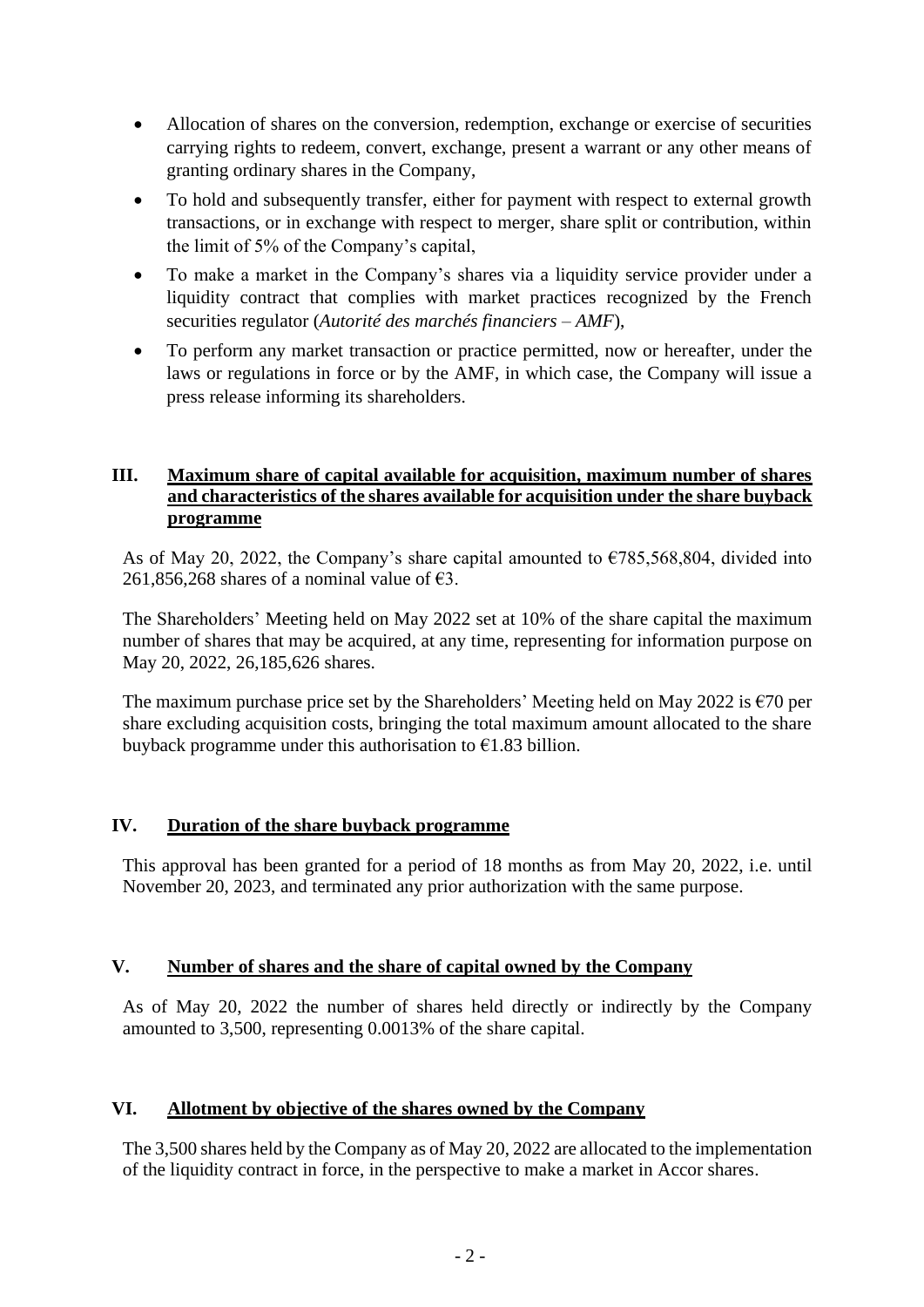- Allocation of shares on the conversion, redemption, exchange or exercise of securities carrying rights to redeem, convert, exchange, present a warrant or any other means of granting ordinary shares in the Company,
- To hold and subsequently transfer, either for payment with respect to external growth transactions, or in exchange with respect to merger, share split or contribution, within the limit of 5% of the Company's capital,
- To make a market in the Company's shares via a liquidity service provider under a liquidity contract that complies with market practices recognized by the French securities regulator (*Autorité des marchés financiers – AMF*),
- To perform any market transaction or practice permitted, now or hereafter, under the laws or regulations in force or by the AMF, in which case, the Company will issue a press release informing its shareholders.

## III. Maximum share of capital available for acquisition, maximum number of shares and characteristics of the shares available for acquisition under the share buyback programme

As of May 20, 2022, the Company's share capital amounted to €785,568,804, divided into 261,856,268 shares of a nominal value of €3.

The Shareholders' Meeting held on May 2022 set at 10% of the share capital the maximum number of shares that may be acquired, at any time, representing for information purpose on May 20, 2022, 26,185,626 shares.

The maximum purchase price set by the Shareholders' Meeting held on May 2022 is €70 per share excluding acquisition costs, bringing the total maximum amount allocated to the share buyback programme under this authorisation to €1.83 billion.

## IV. Duration of the share buyback programme

This approval has been granted for a period of 18 months as from May 20, 2022, i.e. until November 20, 2023, and terminated any prior authorization with the same purpose.

## V. Number of shares and the share of capital owned by the Company

As of May 20, 2022 the number of shares held directly or indirectly by the Company amounted to 3,500, representing 0.0013% of the share capital.

## VI. Allotment by objective of the shares owned by the Company

The 3,500 shares held by the Company as of May 20, 2022 are allocated to the implementation of the liquidity contract in force, in the perspective to make a market in Accor shares.